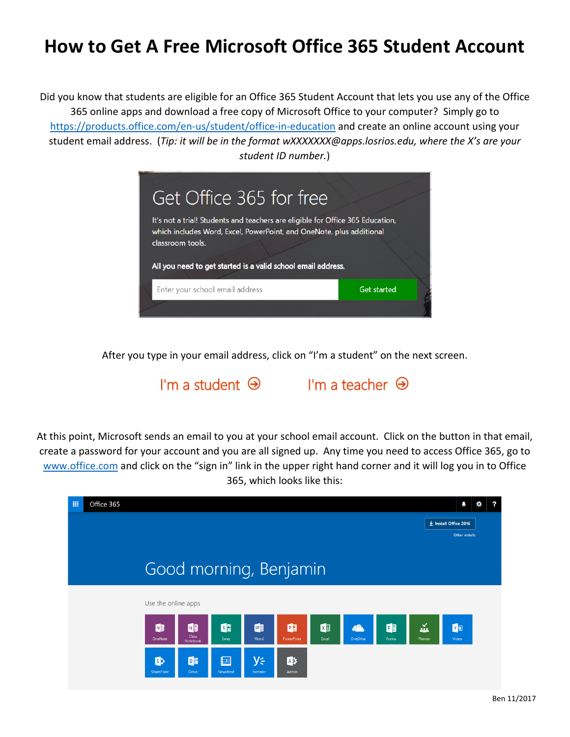# How to Get A Free Microsoft Office 365 Student Account

Did you know that students are eligible for an Office 365 Student Account that lets you use any of the Office 365 online apps and download a free copy of Microsoft Office to your computer? Simply go to https://products.office.com/en-us/student/office-in-education and create an online account using your student email address. (*Tip: it will be in the format wXXXXXXX@apps.losrios.edu, where the X's are your student ID number.*)

After you type in your email address, click on "I'm a student" on the next screen.

At this point, Microsoft sends an email to you at your school email account. Click on the button in that email, create a password for your account and you are all signed up. Any time you need to access Office 365, go to www.office.com and click on the "sign in" link in the upper right hand corner and it will log you in to Office 365, which looks like this:

Ben 11/2017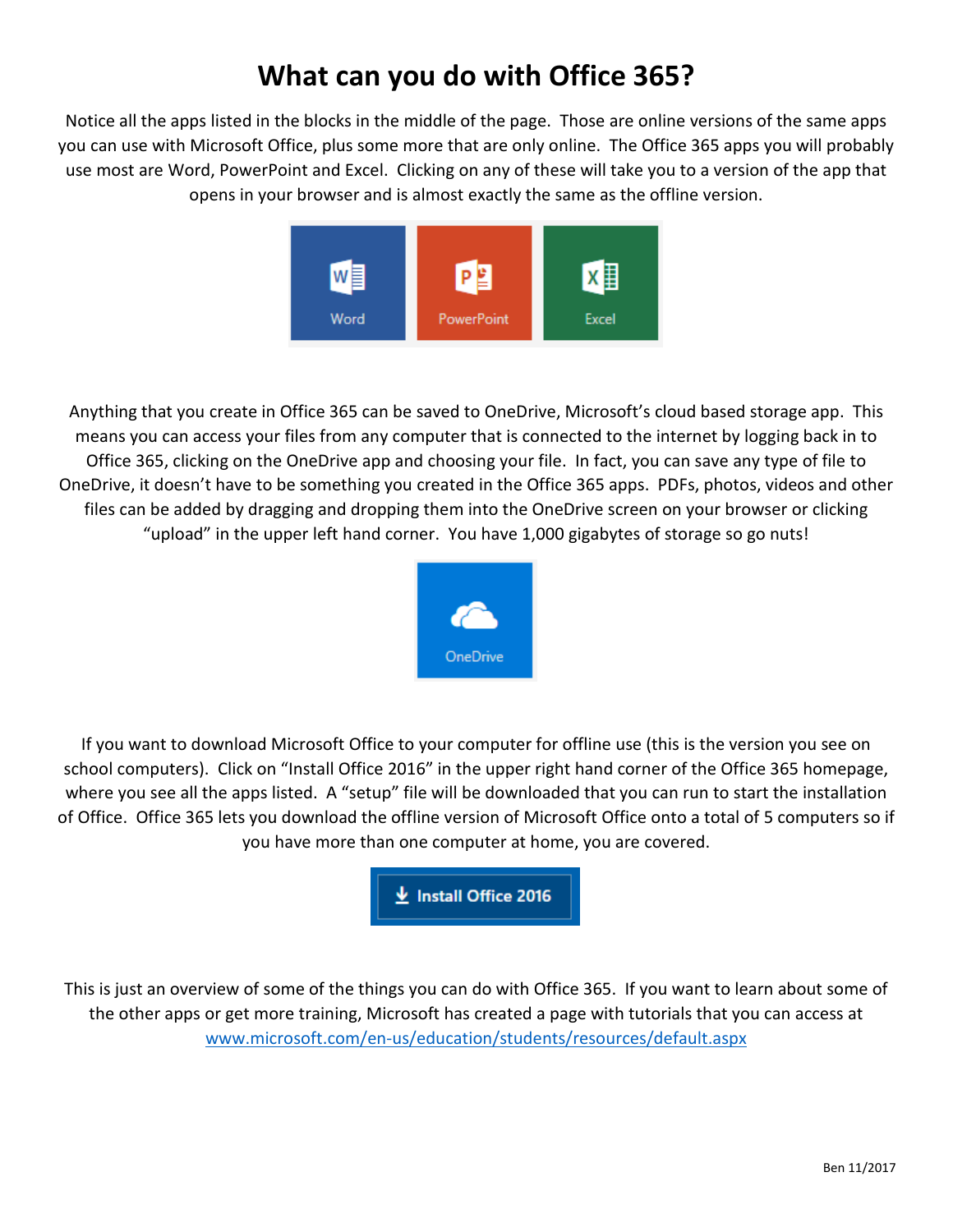# What can you do with Office 365?

Notice all the apps listed in the blocks in the middle of the page. Those are online versions of the same apps you can use with Microsoft Office, plus some more that are only online. The Office 365 apps you will probably use most are Word, PowerPoint and Excel. Clicking on any of these will take you to a version of the app that opens in your browser and is almost exactly the same as the offline version.

Word

PowerPoint

Excel

Anything that you create in Office 365 can be saved to OneDrive, Microsoft's cloud based storage app. This means you can access your files from any computer that is connected to the internet by logging back in to Office 365, clicking on the OneDrive app and choosing your file. In fact, you can save any type of file to OneDrive, it doesn't have to be something you created in the Office 365 apps. PDFs, photos, videos and other files can be added by dragging and dropping them into the OneDrive screen on your browser or clicking "upload" in the upper left hand corner. You have 1,000 gigabytes of storage so go nuts!

OneDrive

If you want to download Microsoft Office to your computer for offline use (this is the version you see on school computers). Click on "Install Office 2016" in the upper right hand corner of the Office 365 homepage, where you see all the apps listed. A "setup" file will be downloaded that you can run to start the installation of Office. Office 365 lets you download the offline version of Microsoft Office onto a total of 5 computers so if you have more than one computer at home, you are covered.

Install Office 2016

This is just an overview of some of the things you can do with Office 365. If you want to learn about some of the other apps or get more training, Microsoft has created a page with tutorials that you can access at [www.microsoft.com/en-us/education/students/resources/default.aspx](http://www.microsoft.com/en-us/education/students/resources/default.aspx)

Ben 11/2017